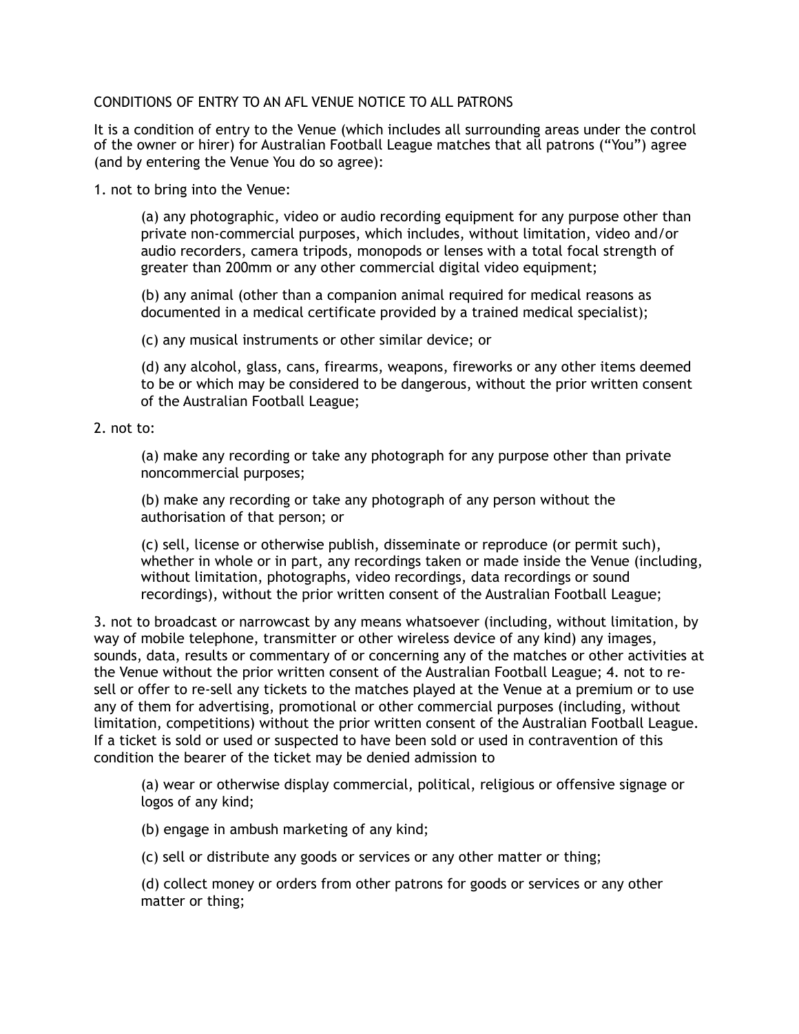CONDITIONS OF ENTRY TO AN AFL VENUE NOTICE TO ALL PATRONS

It is a condition of entry to the Venue (which includes all surrounding areas under the control of the owner or hirer) for Australian Football League matches that all patrons (“You”) agree (and by entering the Venue You do so agree):

1. not to bring into the Venue:

   (a) any photographic, video or audio recording equipment for any purpose other than private non-commercial purposes, which includes, without limitation, video and/or audio recorders, camera tripods, monopods or lenses with a total focal strength of greater than 200mm or any other commercial digital video equipment;

   (b) any animal (other than a companion animal required for medical reasons as documented in a medical certificate provided by a trained medical specialist);

   (c) any musical instruments or other similar device; or

   (d) any alcohol, glass, cans, firearms, weapons, fireworks or any other items deemed to be or which may be considered to be dangerous, without the prior written consent of the Australian Football League;

2. not to:

   (a) make any recording or take any photograph for any purpose other than private noncommercial purposes;

   (b) make any recording or take any photograph of any person without the authorisation of that person; or

   (c) sell, license or otherwise publish, disseminate or reproduce (or permit such), whether in whole or in part, any recordings taken or made inside the Venue (including, without limitation, photographs, video recordings, data recordings or sound recordings), without the prior written consent of the Australian Football League;

3. not to broadcast or narrowcast by any means whatsoever (including, without limitation, by way of mobile telephone, transmitter or other wireless device of any kind) any images, sounds, data, results or commentary of or concerning any of the matches or other activities at the Venue without the prior written consent of the Australian Football League; 4. not to re-sell or offer to re-sell any tickets to the matches played at the Venue at a premium or to use any of them for advertising, promotional or other commercial purposes (including, without limitation, competitions) without the prior written consent of the Australian Football League. If a ticket is sold or used or suspected to have been sold or used in contravention of this condition the bearer of the ticket may be denied admission to

   (a) wear or otherwise display commercial, political, religious or offensive signage or logos of any kind;

   (b) engage in ambush marketing of any kind;

   (c) sell or distribute any goods or services or any other matter or thing;

   (d) collect money or orders from other patrons for goods or services or any other matter or thing;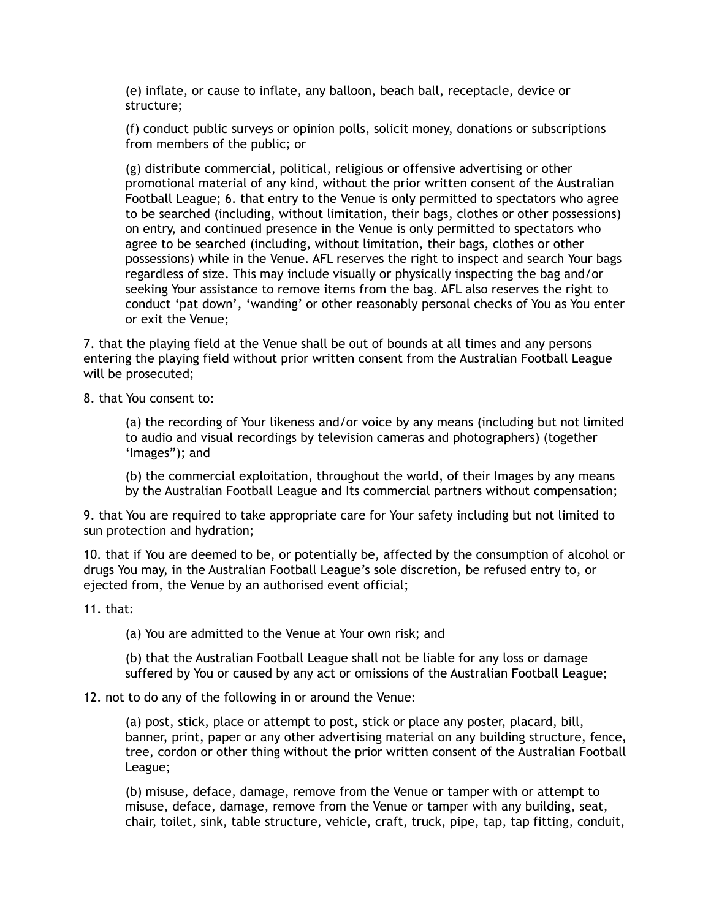(e) inflate, or cause to inflate, any balloon, beach ball, receptacle, device or structure;

(f) conduct public surveys or opinion polls, solicit money, donations or subscriptions from members of the public; or

(g) distribute commercial, political, religious or offensive advertising or other promotional material of any kind, without the prior written consent of the Australian Football League; 6. that entry to the Venue is only permitted to spectators who agree to be searched (including, without limitation, their bags, clothes or other possessions) on entry, and continued presence in the Venue is only permitted to spectators who agree to be searched (including, without limitation, their bags, clothes or other possessions) while in the Venue. AFL reserves the right to inspect and search Your bags regardless of size. This may include visually or physically inspecting the bag and/or seeking Your assistance to remove items from the bag. AFL also reserves the right to conduct 'pat down', 'wanding' or other reasonably personal checks of You as You enter or exit the Venue;

7. that the playing field at the Venue shall be out of bounds at all times and any persons entering the playing field without prior written consent from the Australian Football League will be prosecuted;

8. that You consent to:

(a) the recording of Your likeness and/or voice by any means (including but not limited to audio and visual recordings by television cameras and photographers) (together 'Images"); and

(b) the commercial exploitation, throughout the world, of their Images by any means by the Australian Football League and Its commercial partners without compensation;

9. that You are required to take appropriate care for Your safety including but not limited to sun protection and hydration;

10. that if You are deemed to be, or potentially be, affected by the consumption of alcohol or drugs You may, in the Australian Football League's sole discretion, be refused entry to, or ejected from, the Venue by an authorised event official;

11. that:

(a) You are admitted to the Venue at Your own risk; and

(b) that the Australian Football League shall not be liable for any loss or damage suffered by You or caused by any act or omissions of the Australian Football League;

12. not to do any of the following in or around the Venue:

(a) post, stick, place or attempt to post, stick or place any poster, placard, bill, banner, print, paper or any other advertising material on any building structure, fence, tree, cordon or other thing without the prior written consent of the Australian Football League;

(b) misuse, deface, damage, remove from the Venue or tamper with or attempt to misuse, deface, damage, remove from the Venue or tamper with any building, seat, chair, toilet, sink, table structure, vehicle, craft, truck, pipe, tap, tap fitting, conduit,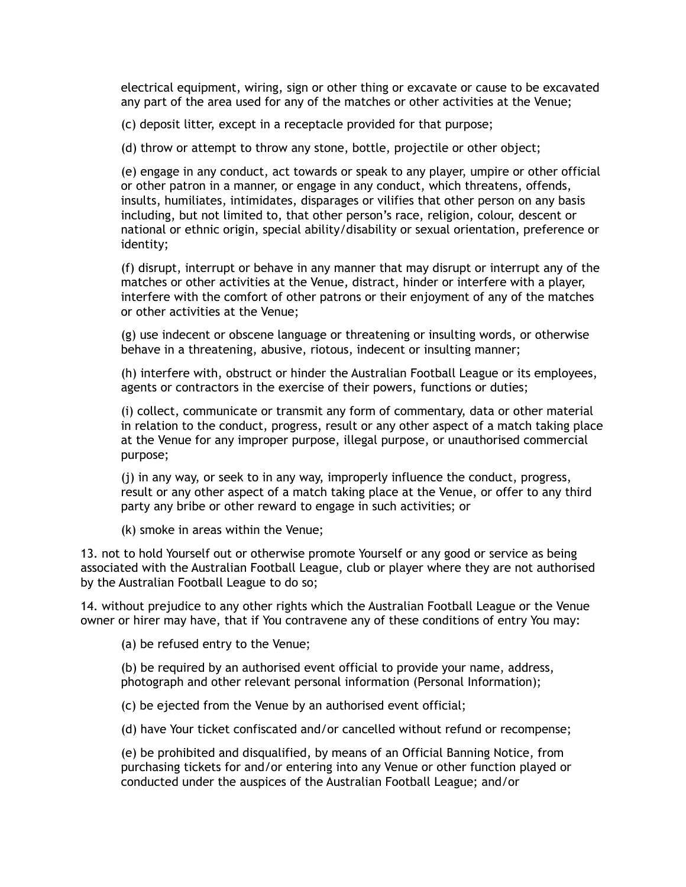electrical equipment, wiring, sign or other thing or excavate or cause to be excavated any part of the area used for any of the matches or other activities at the Venue;

(c) deposit litter, except in a receptacle provided for that purpose;

(d) throw or attempt to throw any stone, bottle, projectile or other object;

(e) engage in any conduct, act towards or speak to any player, umpire or other official or other patron in a manner, or engage in any conduct, which threatens, offends, insults, humiliates, intimidates, disparages or vilifies that other person on any basis including, but not limited to, that other person's race, religion, colour, descent or national or ethnic origin, special ability/disability or sexual orientation, preference or identity;

(f) disrupt, interrupt or behave in any manner that may disrupt or interrupt any of the matches or other activities at the Venue, distract, hinder or interfere with a player, interfere with the comfort of other patrons or their enjoyment of any of the matches or other activities at the Venue;

(g) use indecent or obscene language or threatening or insulting words, or otherwise behave in a threatening, abusive, riotous, indecent or insulting manner;

(h) interfere with, obstruct or hinder the Australian Football League or its employees, agents or contractors in the exercise of their powers, functions or duties;

(i) collect, communicate or transmit any form of commentary, data or other material in relation to the conduct, progress, result or any other aspect of a match taking place at the Venue for any improper purpose, illegal purpose, or unauthorised commercial purpose;

(j) in any way, or seek to in any way, improperly influence the conduct, progress, result or any other aspect of a match taking place at the Venue, or offer to any third party any bribe or other reward to engage in such activities; or

(k) smoke in areas within the Venue;

13. not to hold Yourself out or otherwise promote Yourself or any good or service as being associated with the Australian Football League, club or player where they are not authorised by the Australian Football League to do so;

14. without prejudice to any other rights which the Australian Football League or the Venue owner or hirer may have, that if You contravene any of these conditions of entry You may:

(a) be refused entry to the Venue;

(b) be required by an authorised event official to provide your name, address, photograph and other relevant personal information (Personal Information);

(c) be ejected from the Venue by an authorised event official;

(d) have Your ticket confiscated and/or cancelled without refund or recompense;

(e) be prohibited and disqualified, by means of an Official Banning Notice, from purchasing tickets for and/or entering into any Venue or other function played or conducted under the auspices of the Australian Football League; and/or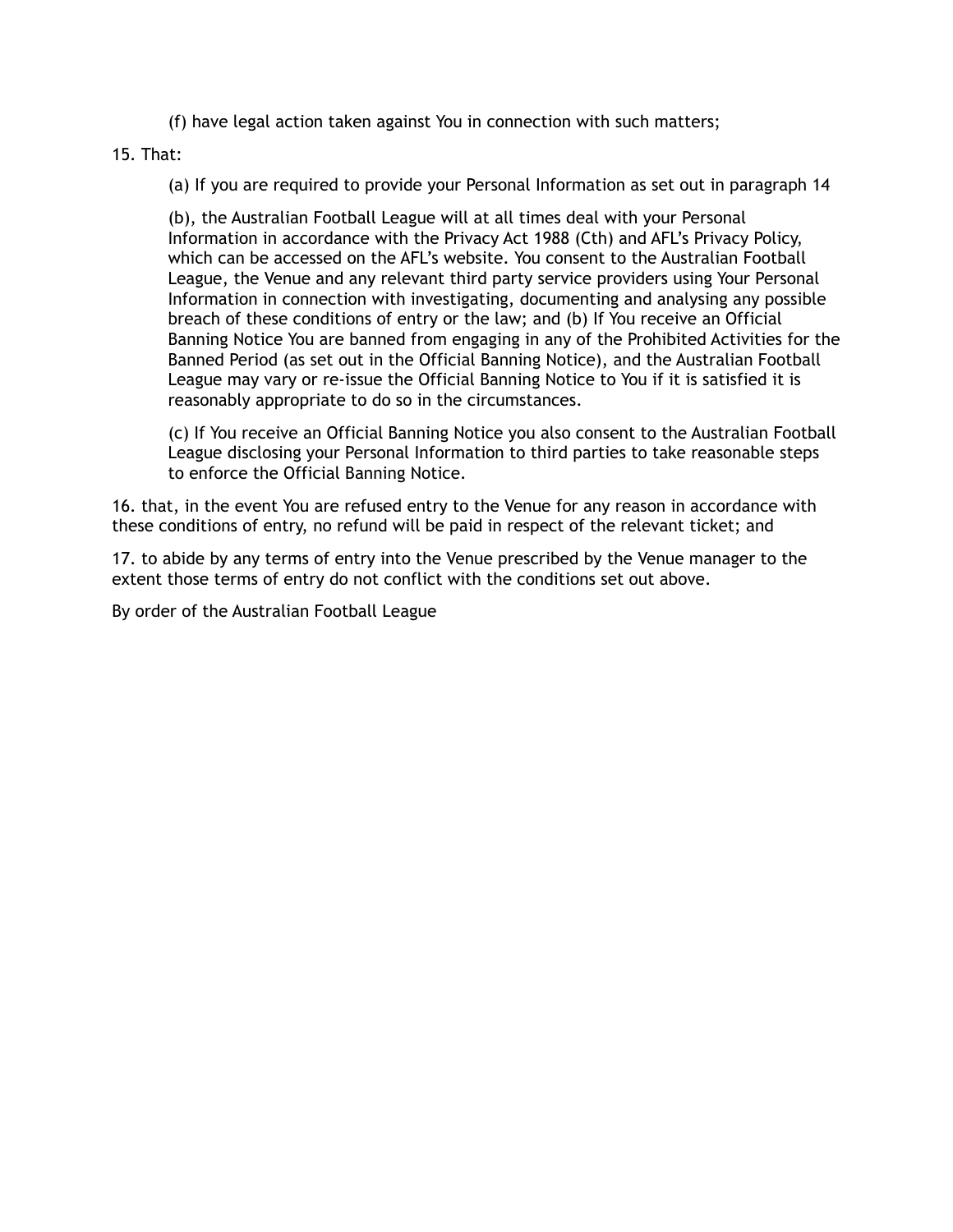(f) have legal action taken against You in connection with such matters;

15. That:

(a) If you are required to provide your Personal Information as set out in paragraph 14

(b), the Australian Football League will at all times deal with your Personal Information in accordance with the Privacy Act 1988 (Cth) and AFL's Privacy Policy, which can be accessed on the AFL's website. You consent to the Australian Football League, the Venue and any relevant third party service providers using Your Personal Information in connection with investigating, documenting and analysing any possible breach of these conditions of entry or the law; and (b) If You receive an Official Banning Notice You are banned from engaging in any of the Prohibited Activities for the Banned Period (as set out in the Official Banning Notice), and the Australian Football League may vary or re-issue the Official Banning Notice to You if it is satisfied it is reasonably appropriate to do so in the circumstances.

(c) If You receive an Official Banning Notice you also consent to the Australian Football League disclosing your Personal Information to third parties to take reasonable steps to enforce the Official Banning Notice.

16. that, in the event You are refused entry to the Venue for any reason in accordance with these conditions of entry, no refund will be paid in respect of the relevant ticket; and

17. to abide by any terms of entry into the Venue prescribed by the Venue manager to the extent those terms of entry do not conflict with the conditions set out above.

By order of the Australian Football League